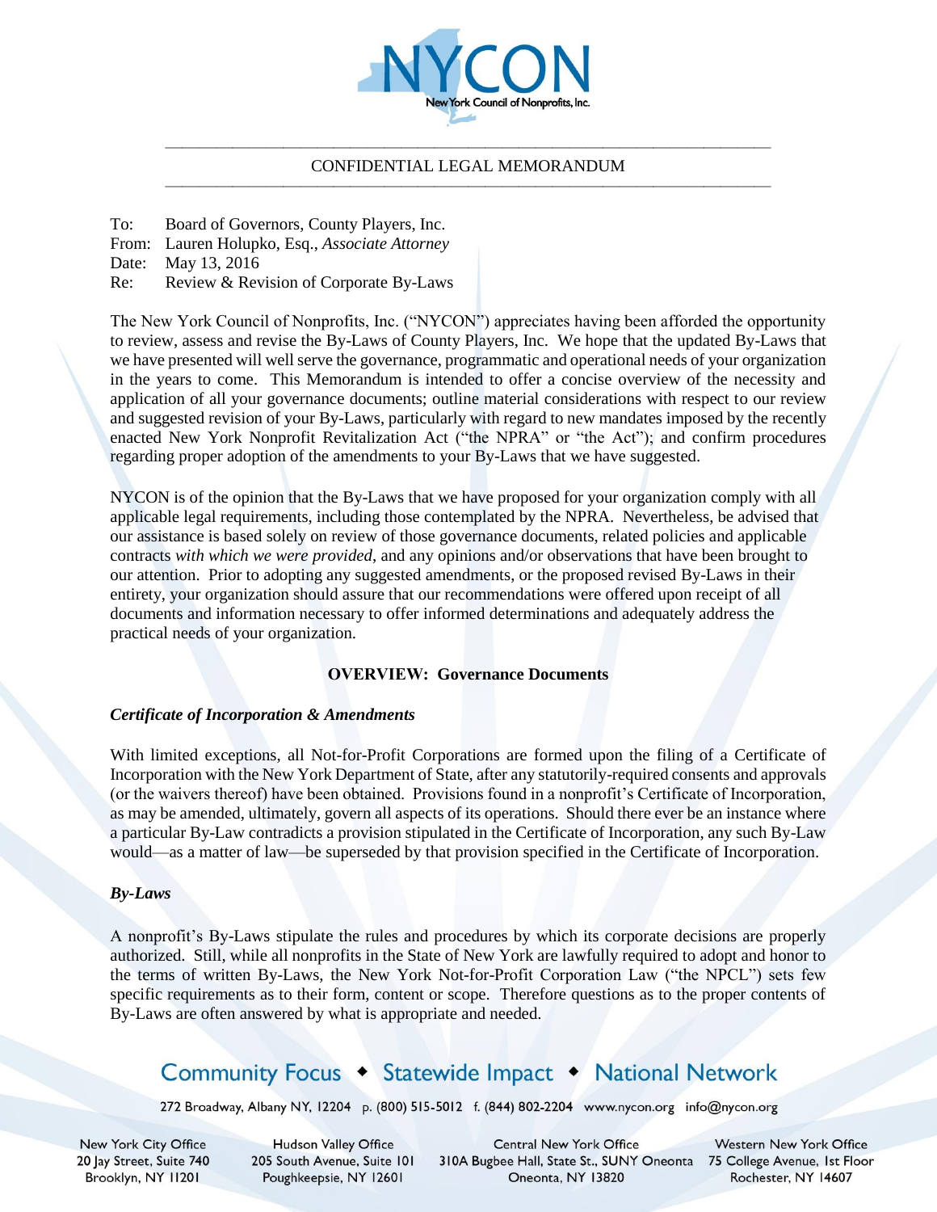CONFIDENTIAL LEGAL MEMORANDUM

To: Board of Governors, County Players, Inc.
From: Lauren Holupko, Esq., *Associate Attorney*
Date: May 13, 2016
Re: Review & Revision of Corporate By-Laws

The New York Council of Nonprofits, Inc. ("NYCON") appreciates having been afforded the opportunity to review, assess and revise the By-Laws of County Players, Inc. We hope that the updated By-Laws that we have presented will well serve the governance, programmatic and operational needs of your organization in the years to come. This Memorandum is intended to offer a concise overview of the necessity and application of all your governance documents; outline material considerations with respect to our review and suggested revision of your By-Laws, particularly with regard to new mandates imposed by the recently enacted New York Nonprofit Revitalization Act ("the NPRA" or "the Act"); and confirm procedures regarding proper adoption of the amendments to your By-Laws that we have suggested.

NYCON is of the opinion that the By-Laws that we have proposed for your organization comply with all applicable legal requirements, including those contemplated by the NPRA. Nevertheless, be advised that our assistance is based solely on review of those governance documents, related policies and applicable contracts *with which we were provided*, and any opinions and/or observations that have been brought to our attention. Prior to adopting any suggested amendments, or the proposed revised By-Laws in their entirety, your organization should assure that our recommendations were offered upon receipt of all documents and information necessary to offer informed determinations and adequately address the practical needs of your organization.

## OVERVIEW: Governance Documents

### *Certificate of Incorporation & Amendments*

With limited exceptions, all Not-for-Profit Corporations are formed upon the filing of a Certificate of Incorporation with the New York Department of State, after any statutorily-required consents and approvals (or the waivers thereof) have been obtained. Provisions found in a nonprofit's Certificate of Incorporation, as may be amended, ultimately, govern all aspects of its operations. Should there ever be an instance where a particular By-Law contradicts a provision stipulated in the Certificate of Incorporation, any such By-Law would—as a matter of law—be superseded by that provision specified in the Certificate of Incorporation.

### *By-Laws*

A nonprofit's By-Laws stipulate the rules and procedures by which its corporate decisions are properly authorized. Still, while all nonprofits in the State of New York are lawfully required to adopt and honor to the terms of written By-Laws, the New York Not-for-Profit Corporation Law ("the NPCL") sets few specific requirements as to their form, content or scope. Therefore questions as to the proper contents of By-Laws are often answered by what is appropriate and needed.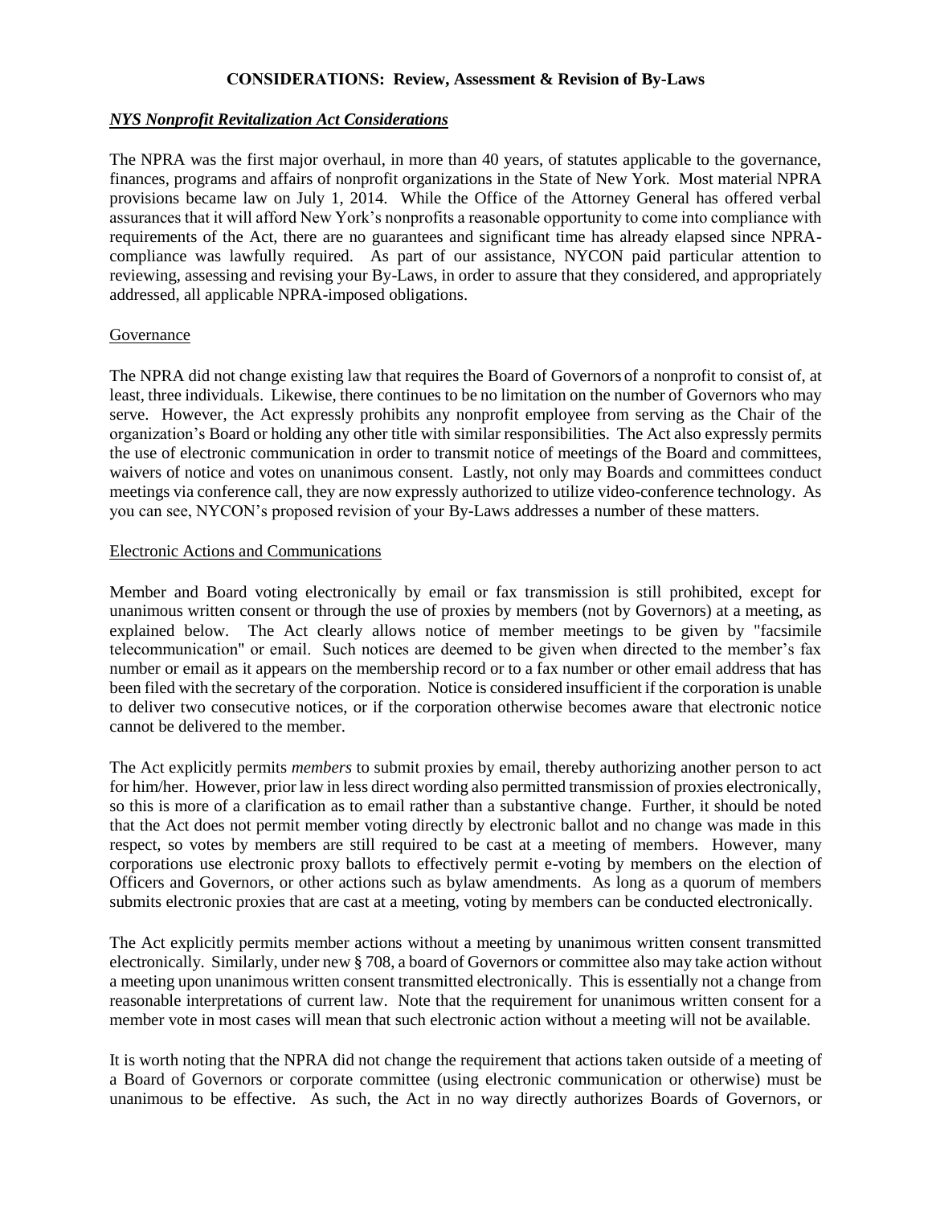## CONSIDERATIONS: Review, Assessment & Revision of By-Laws

### *NYS Nonprofit Revitalization Act Considerations*

The NPRA was the first major overhaul, in more than 40 years, of statutes applicable to the governance, finances, programs and affairs of nonprofit organizations in the State of New York. Most material NPRA provisions became law on July 1, 2014. While the Office of the Attorney General has offered verbal assurances that it will afford New York's nonprofits a reasonable opportunity to come into compliance with requirements of the Act, there are no guarantees and significant time has already elapsed since NPRA-compliance was lawfully required. As part of our assistance, NYCON paid particular attention to reviewing, assessing and revising your By-Laws, in order to assure that they considered, and appropriately addressed, all applicable NPRA-imposed obligations.

#### Governance

The NPRA did not change existing law that requires the Board of Governors of a nonprofit to consist of, at least, three individuals. Likewise, there continues to be no limitation on the number of Governors who may serve. However, the Act expressly prohibits any nonprofit employee from serving as the Chair of the organization's Board or holding any other title with similar responsibilities. The Act also expressly permits the use of electronic communication in order to transmit notice of meetings of the Board and committees, waivers of notice and votes on unanimous consent. Lastly, not only may Boards and committees conduct meetings via conference call, they are now expressly authorized to utilize video-conference technology. As you can see, NYCON's proposed revision of your By-Laws addresses a number of these matters.

#### Electronic Actions and Communications

Member and Board voting electronically by email or fax transmission is still prohibited, except for unanimous written consent or through the use of proxies by members (not by Governors) at a meeting, as explained below. The Act clearly allows notice of member meetings to be given by "facsimile telecommunication" or email. Such notices are deemed to be given when directed to the member's fax number or email as it appears on the membership record or to a fax number or other email address that has been filed with the secretary of the corporation. Notice is considered insufficient if the corporation is unable to deliver two consecutive notices, or if the corporation otherwise becomes aware that electronic notice cannot be delivered to the member.

The Act explicitly permits *members* to submit proxies by email, thereby authorizing another person to act for him/her. However, prior law in less direct wording also permitted transmission of proxies electronically, so this is more of a clarification as to email rather than a substantive change. Further, it should be noted that the Act does not permit member voting directly by electronic ballot and no change was made in this respect, so votes by members are still required to be cast at a meeting of members. However, many corporations use electronic proxy ballots to effectively permit e-voting by members on the election of Officers and Governors, or other actions such as bylaw amendments. As long as a quorum of members submits electronic proxies that are cast at a meeting, voting by members can be conducted electronically.

The Act explicitly permits member actions without a meeting by unanimous written consent transmitted electronically. Similarly, under new § 708, a board of Governors or committee also may take action without a meeting upon unanimous written consent transmitted electronically. This is essentially not a change from reasonable interpretations of current law. Note that the requirement for unanimous written consent for a member vote in most cases will mean that such electronic action without a meeting will not be available.

It is worth noting that the NPRA did not change the requirement that actions taken outside of a meeting of a Board of Governors or corporate committee (using electronic communication or otherwise) must be unanimous to be effective. As such, the Act in no way directly authorizes Boards of Governors, or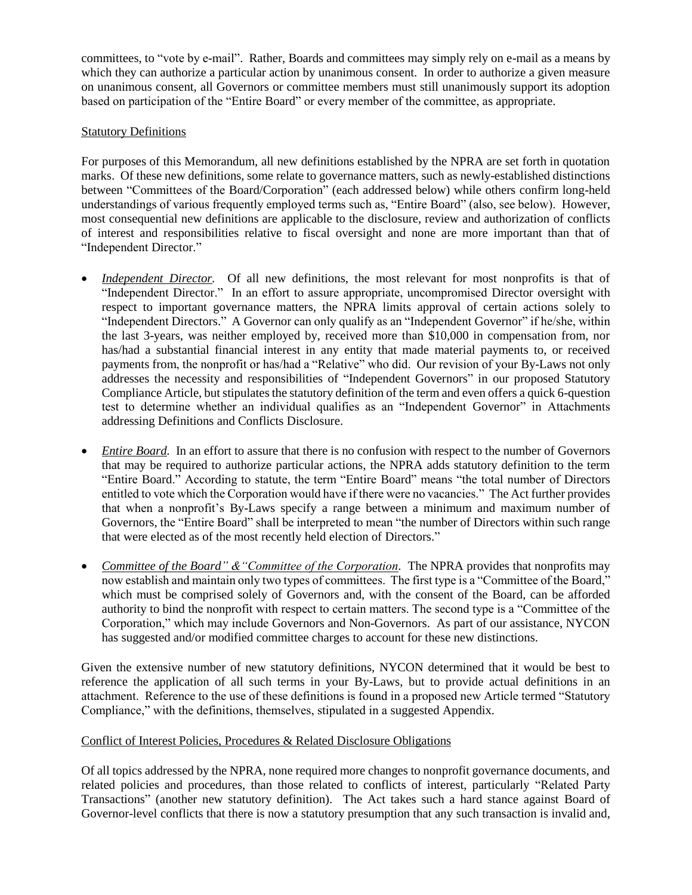committees, to "vote by e-mail". Rather, Boards and committees may simply rely on e-mail as a means by which they can authorize a particular action by unanimous consent. In order to authorize a given measure on unanimous consent, all Governors or committee members must still unanimously support its adoption based on participation of the "Entire Board" or every member of the committee, as appropriate.

<u>Statutory Definitions</u>

For purposes of this Memorandum, all new definitions established by the NPRA are set forth in quotation marks. Of these new definitions, some relate to governance matters, such as newly-established distinctions between "Committees of the Board/Corporation" (each addressed below) while others confirm long-held understandings of various frequently employed terms such as, "Entire Board" (also, see below). However, most consequential new definitions are applicable to the disclosure, review and authorization of conflicts of interest and responsibilities relative to fiscal oversight and none are more important than that of "Independent Director."

- *<u>Independent Director</u>*. Of all new definitions, the most relevant for most nonprofits is that of "Independent Director." In an effort to assure appropriate, uncompromised Director oversight with respect to important governance matters, the NPRA limits approval of certain actions solely to "Independent Directors." A Governor can only qualify as an "Independent Governor" if he/she, within the last 3-years, was neither employed by, received more than $10,000 in compensation from, nor has/had a substantial financial interest in any entity that made material payments to, or received payments from, the nonprofit or has/had a "Relative" who did. Our revision of your By-Laws not only addresses the necessity and responsibilities of "Independent Governors" in our proposed Statutory Compliance Article, but stipulates the statutory definition of the term and even offers a quick 6-question test to determine whether an individual qualifies as an "Independent Governor" in Attachments addressing Definitions and Conflicts Disclosure.

- *<u>Entire Board</u>*. In an effort to assure that there is no confusion with respect to the number of Governors that may be required to authorize particular actions, the NPRA adds statutory definition to the term "Entire Board." According to statute, the term "Entire Board" means "the total number of Directors entitled to vote which the Corporation would have if there were no vacancies." The Act further provides that when a nonprofit's By-Laws specify a range between a minimum and maximum number of Governors, the "Entire Board" shall be interpreted to mean "the number of Directors within such range that were elected as of the most recently held election of Directors."

- *<u>Committee of the Board" &"Committee of the Corporation</u>*. The NPRA provides that nonprofits may now establish and maintain only two types of committees. The first type is a "Committee of the Board," which must be comprised solely of Governors and, with the consent of the Board, can be afforded authority to bind the nonprofit with respect to certain matters. The second type is a "Committee of the Corporation," which may include Governors and Non-Governors. As part of our assistance, NYCON has suggested and/or modified committee charges to account for these new distinctions.

Given the extensive number of new statutory definitions, NYCON determined that it would be best to reference the application of all such terms in your By-Laws, but to provide actual definitions in an attachment. Reference to the use of these definitions is found in a proposed new Article termed "Statutory Compliance," with the definitions, themselves, stipulated in a suggested Appendix.

<u>Conflict of Interest Policies, Procedures & Related Disclosure Obligations</u>

Of all topics addressed by the NPRA, none required more changes to nonprofit governance documents, and related policies and procedures, than those related to conflicts of interest, particularly "Related Party Transactions" (another new statutory definition). The Act takes such a hard stance against Board of Governor-level conflicts that there is now a statutory presumption that any such transaction is invalid and,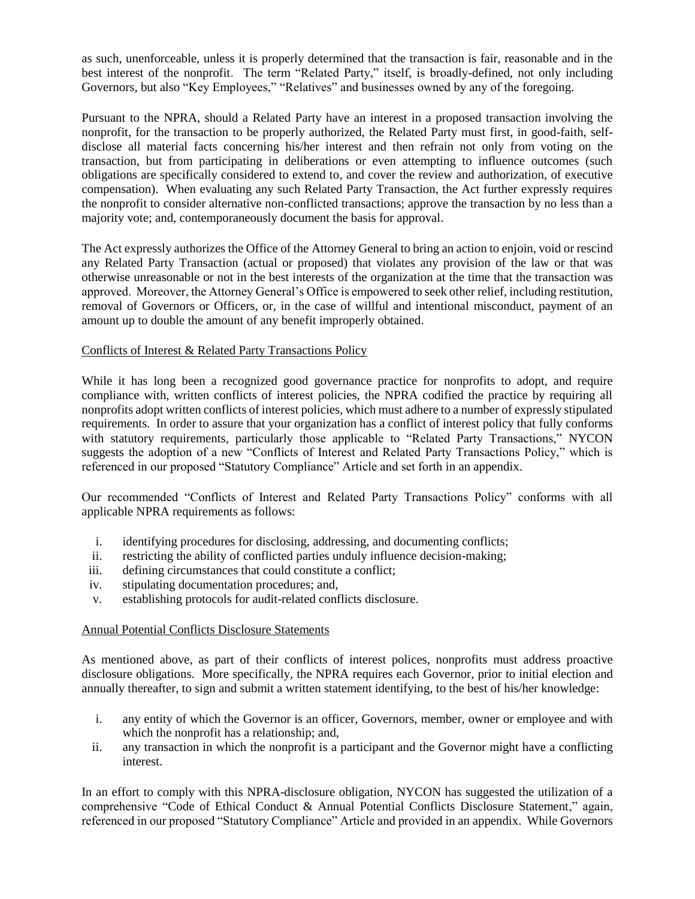as such, unenforceable, unless it is properly determined that the transaction is fair, reasonable and in the best interest of the nonprofit. The term "Related Party," itself, is broadly-defined, not only including Governors, but also "Key Employees," "Relatives" and businesses owned by any of the foregoing.

Pursuant to the NPRA, should a Related Party have an interest in a proposed transaction involving the nonprofit, for the transaction to be properly authorized, the Related Party must first, in good-faith, self-disclose all material facts concerning his/her interest and then refrain not only from voting on the transaction, but from participating in deliberations or even attempting to influence outcomes (such obligations are specifically considered to extend to, and cover the review and authorization, of executive compensation). When evaluating any such Related Party Transaction, the Act further expressly requires the nonprofit to consider alternative non-conflicted transactions; approve the transaction by no less than a majority vote; and, contemporaneously document the basis for approval.

The Act expressly authorizes the Office of the Attorney General to bring an action to enjoin, void or rescind any Related Party Transaction (actual or proposed) that violates any provision of the law or that was otherwise unreasonable or not in the best interests of the organization at the time that the transaction was approved. Moreover, the Attorney General's Office is empowered to seek other relief, including restitution, removal of Governors or Officers, or, in the case of willful and intentional misconduct, payment of an amount up to double the amount of any benefit improperly obtained.

<u>Conflicts of Interest & Related Party Transactions Policy</u>

While it has long been a recognized good governance practice for nonprofits to adopt, and require compliance with, written conflicts of interest policies, the NPRA codified the practice by requiring all nonprofits adopt written conflicts of interest policies, which must adhere to a number of expressly stipulated requirements. In order to assure that your organization has a conflict of interest policy that fully conforms with statutory requirements, particularly those applicable to "Related Party Transactions," NYCON suggests the adoption of a new "Conflicts of Interest and Related Party Transactions Policy," which is referenced in our proposed "Statutory Compliance" Article and set forth in an appendix.

Our recommended "Conflicts of Interest and Related Party Transactions Policy" conforms with all applicable NPRA requirements as follows:

i. identifying procedures for disclosing, addressing, and documenting conflicts;
ii. restricting the ability of conflicted parties unduly influence decision-making;
iii. defining circumstances that could constitute a conflict;
iv. stipulating documentation procedures; and,
v. establishing protocols for audit-related conflicts disclosure.

<u>Annual Potential Conflicts Disclosure Statements</u>

As mentioned above, as part of their conflicts of interest polices, nonprofits must address proactive disclosure obligations. More specifically, the NPRA requires each Governor, prior to initial election and annually thereafter, to sign and submit a written statement identifying, to the best of his/her knowledge:

i. any entity of which the Governor is an officer, Governors, member, owner or employee and with which the nonprofit has a relationship; and,
ii. any transaction in which the nonprofit is a participant and the Governor might have a conflicting interest.

In an effort to comply with this NPRA-disclosure obligation, NYCON has suggested the utilization of a comprehensive "Code of Ethical Conduct & Annual Potential Conflicts Disclosure Statement," again, referenced in our proposed "Statutory Compliance" Article and provided in an appendix. While Governors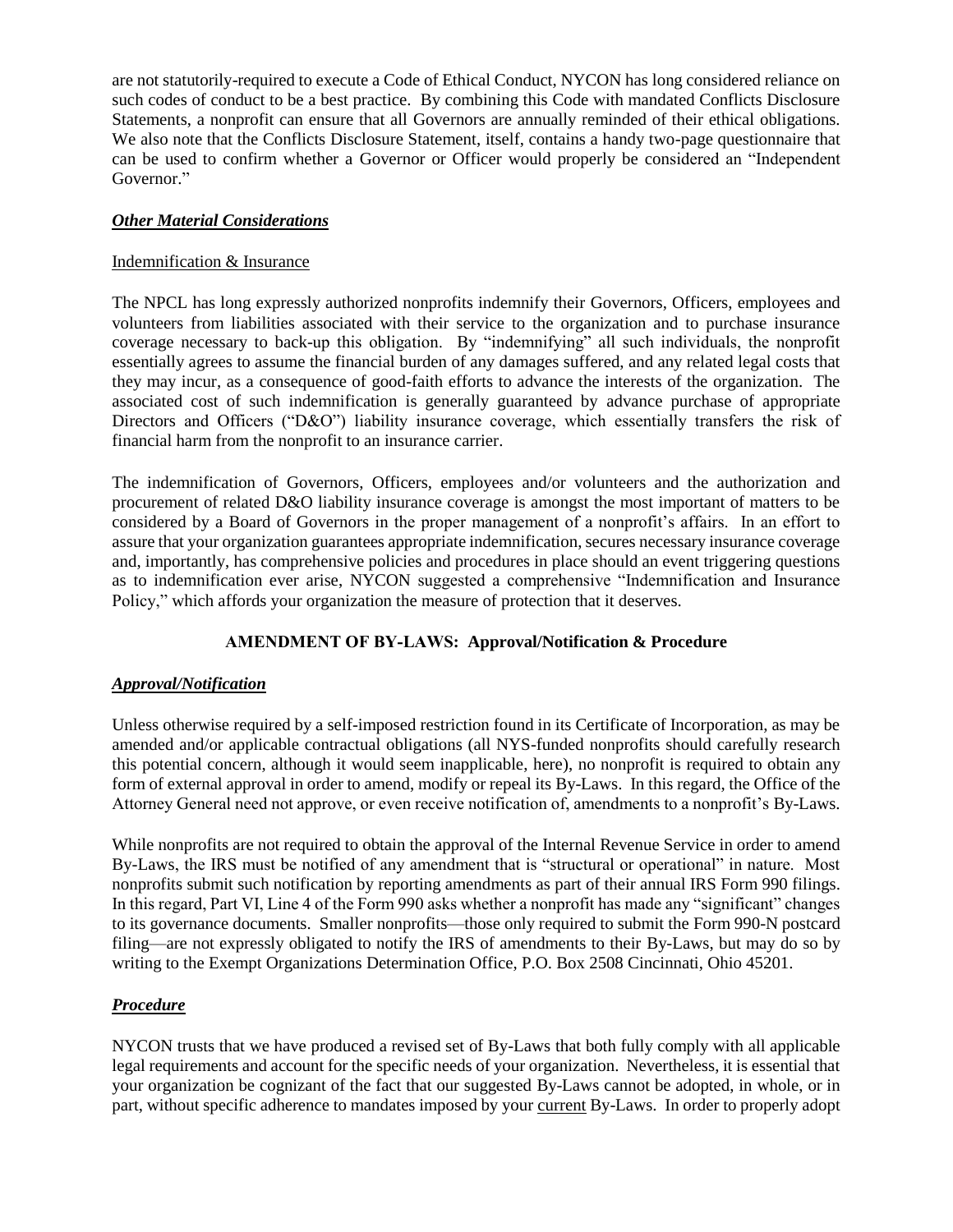are not statutorily-required to execute a Code of Ethical Conduct, NYCON has long considered reliance on such codes of conduct to be a best practice. By combining this Code with mandated Conflicts Disclosure Statements, a nonprofit can ensure that all Governors are annually reminded of their ethical obligations. We also note that the Conflicts Disclosure Statement, itself, contains a handy two-page questionnaire that can be used to confirm whether a Governor or Officer would properly be considered an "Independent Governor."

***Other Material Considerations***

Indemnification & Insurance

The NPCL has long expressly authorized nonprofits indemnify their Governors, Officers, employees and volunteers from liabilities associated with their service to the organization and to purchase insurance coverage necessary to back-up this obligation. By "indemnifying" all such individuals, the nonprofit essentially agrees to assume the financial burden of any damages suffered, and any related legal costs that they may incur, as a consequence of good-faith efforts to advance the interests of the organization. The associated cost of such indemnification is generally guaranteed by advance purchase of appropriate Directors and Officers ("D&O") liability insurance coverage, which essentially transfers the risk of financial harm from the nonprofit to an insurance carrier.

The indemnification of Governors, Officers, employees and/or volunteers and the authorization and procurement of related D&O liability insurance coverage is amongst the most important of matters to be considered by a Board of Governors in the proper management of a nonprofit's affairs. In an effort to assure that your organization guarantees appropriate indemnification, secures necessary insurance coverage and, importantly, has comprehensive policies and procedures in place should an event triggering questions as to indemnification ever arise, NYCON suggested a comprehensive "Indemnification and Insurance Policy," which affords your organization the measure of protection that it deserves.

**AMENDMENT OF BY-LAWS: Approval/Notification & Procedure**

***Approval/Notification***

Unless otherwise required by a self-imposed restriction found in its Certificate of Incorporation, as may be amended and/or applicable contractual obligations (all NYS-funded nonprofits should carefully research this potential concern, although it would seem inapplicable, here), no nonprofit is required to obtain any form of external approval in order to amend, modify or repeal its By-Laws. In this regard, the Office of the Attorney General need not approve, or even receive notification of, amendments to a nonprofit's By-Laws.

While nonprofits are not required to obtain the approval of the Internal Revenue Service in order to amend By-Laws, the IRS must be notified of any amendment that is "structural or operational" in nature. Most nonprofits submit such notification by reporting amendments as part of their annual IRS Form 990 filings. In this regard, Part VI, Line 4 of the Form 990 asks whether a nonprofit has made any "significant" changes to its governance documents. Smaller nonprofits—those only required to submit the Form 990-N postcard filing—are not expressly obligated to notify the IRS of amendments to their By-Laws, but may do so by writing to the Exempt Organizations Determination Office, P.O. Box 2508 Cincinnati, Ohio 45201.

***Procedure***

NYCON trusts that we have produced a revised set of By-Laws that both fully comply with all applicable legal requirements and account for the specific needs of your organization. Nevertheless, it is essential that your organization be cognizant of the fact that our suggested By-Laws cannot be adopted, in whole, or in part, without specific adherence to mandates imposed by your current By-Laws. In order to properly adopt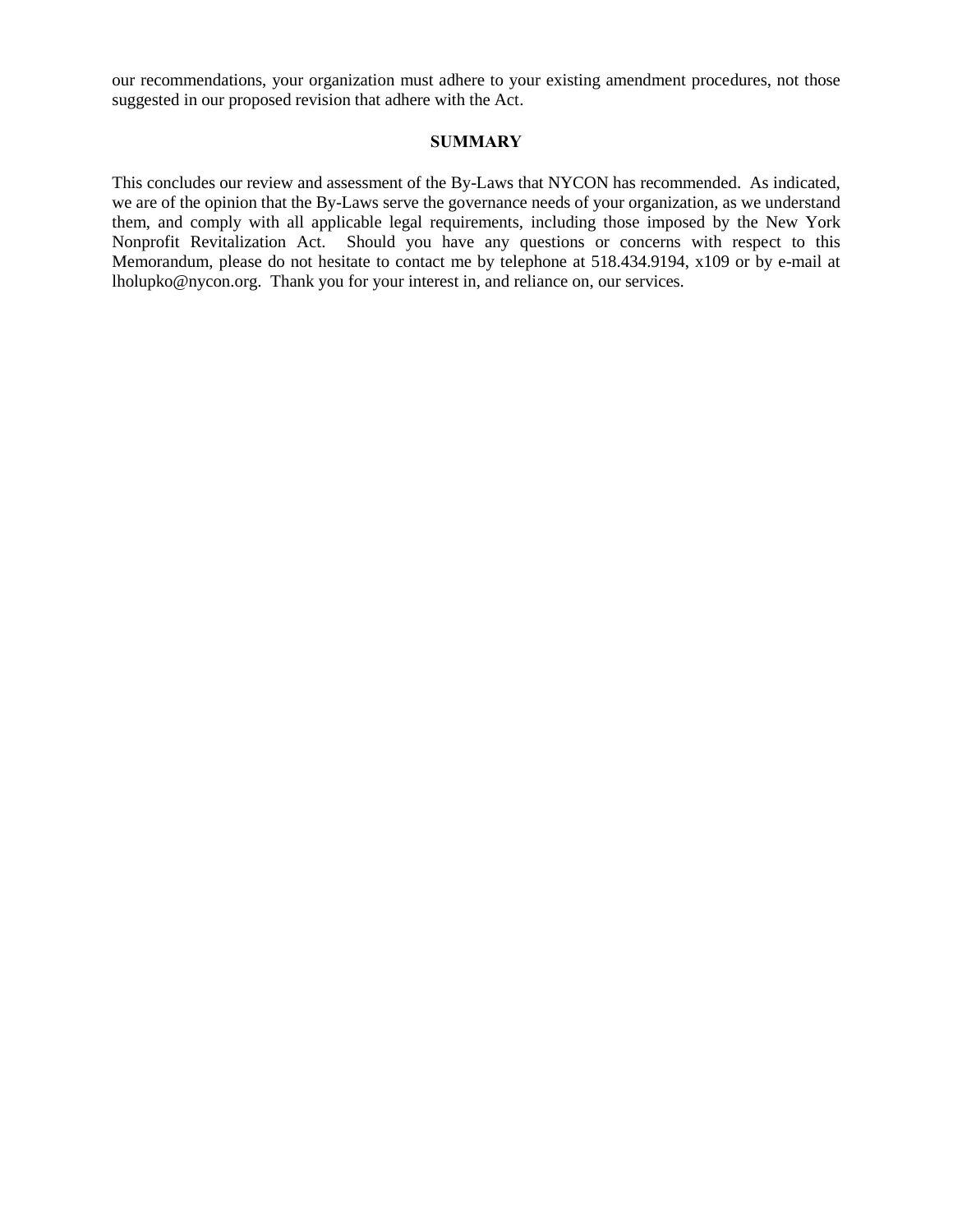our recommendations, your organization must adhere to your existing amendment procedures, not those suggested in our proposed revision that adhere with the Act.

## SUMMARY

This concludes our review and assessment of the By-Laws that NYCON has recommended. As indicated, we are of the opinion that the By-Laws serve the governance needs of your organization, as we understand them, and comply with all applicable legal requirements, including those imposed by the New York Nonprofit Revitalization Act. Should you have any questions or concerns with respect to this Memorandum, please do not hesitate to contact me by telephone at 518.434.9194, x109 or by e-mail at lholupko@nycon.org. Thank you for your interest in, and reliance on, our services.